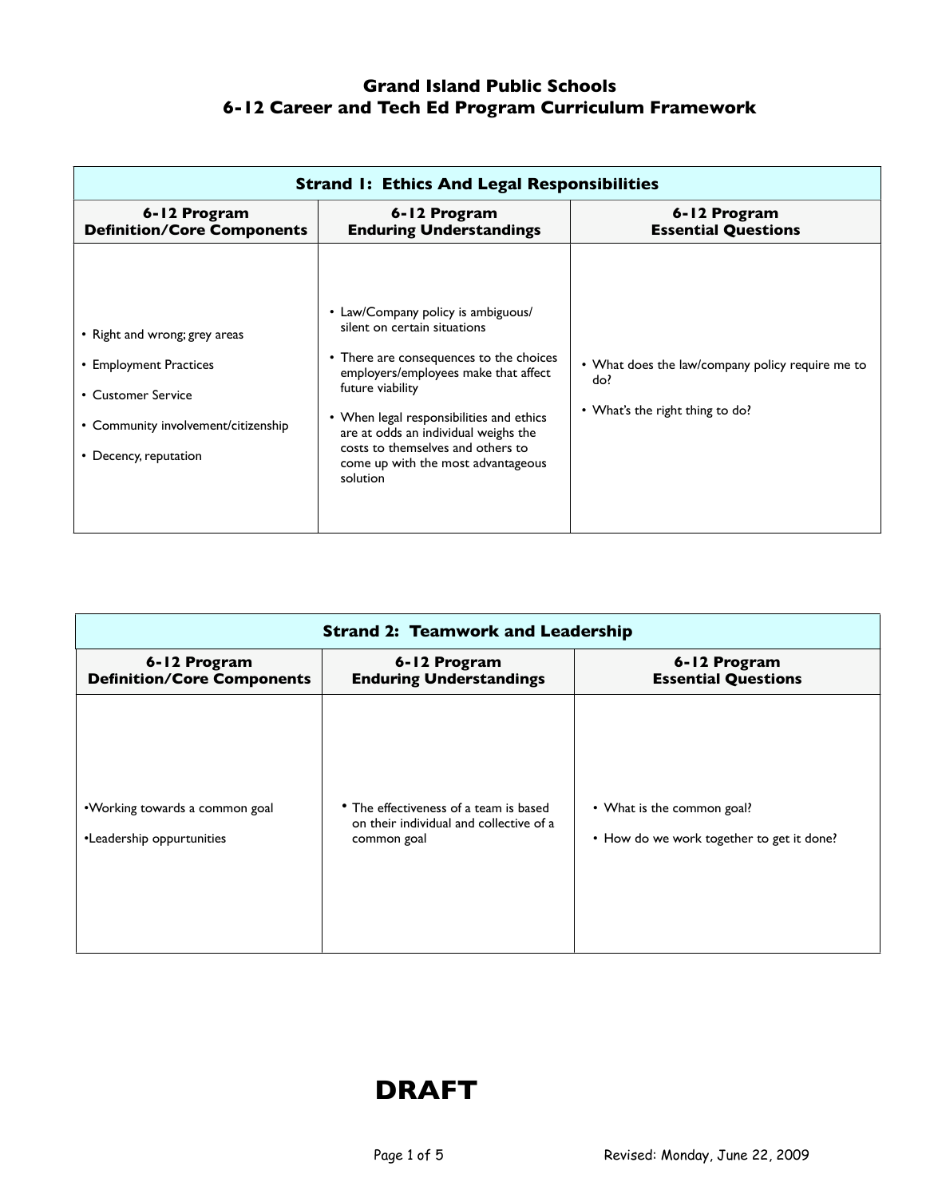# Grand Island Public Schools
# 6-12 Career and Tech Ed Program Curriculum Framework

| Strand 1: Ethics And Legal Responsibilities | | |
|---|---|---|
| **6-12 Program Definition/Core Components** | **6-12 Program Enduring Understandings** | **6-12 Program Essential Questions** |
| • Right and wrong; grey areas<br>• Employment Practices<br>• Customer Service<br>• Community involvement/citizenship<br>• Decency, reputation | • Law/Company policy is ambiguous/ silent on certain situations<br>• There are consequences to the choices employers/employees make that affect future viability<br>• When legal responsibilities and ethics are at odds an individual weighs the costs to themselves and others to come up with the most advantageous solution | • What does the law/company policy require me to do?<br>• What's the right thing to do? |

| Strand 2: Teamwork and Leadership | | |
|---|---|---|
| **6-12 Program Definition/Core Components** | **6-12 Program Enduring Understandings** | **6-12 Program Essential Questions** |
| •Working towards a common goal<br>•Leadership oppurtunities | • The effectiveness of a team is based on their individual and collective of a common goal | • What is the common goal?<br>• How do we work together to get it done? |

**DRAFT**

Revised: Monday, June 22, 2009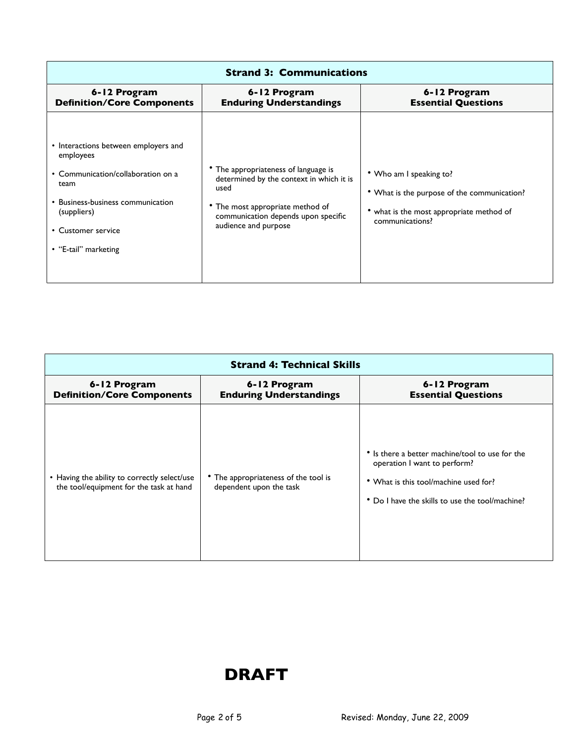| Strand 3: Communications | | |
|---|---|---|
| **6-12 Program Definition/Core Components** | **6-12 Program Enduring Understandings** | **6-12 Program Essential Questions** |
| • Interactions between employers and employees<br>• Communication/collaboration on a team<br>• Business-business communication (suppliers)<br>• Customer service<br>• "E-tail" marketing | • The appropriateness of language is determined by the context in which it is used<br>• The most appropriate method of communication depends upon specific audience and purpose | • Who am I speaking to?<br>• What is the purpose of the communication?<br>• what is the most appropriate method of communications? |

| Strand 4: Technical Skills | | |
|---|---|---|
| **6-12 Program Definition/Core Components** | **6-12 Program Enduring Understandings** | **6-12 Program Essential Questions** |
| • Having the ability to correctly select/use the tool/equipment for the task at hand | • The appropriateness of the tool is dependent upon the task | • Is there a better machine/tool to use for the operation I want to perform?<br>• What is this tool/machine used for?<br>• Do I have the skills to use the tool/machine? |

**DRAFT**

Revised: Monday, June 22, 2009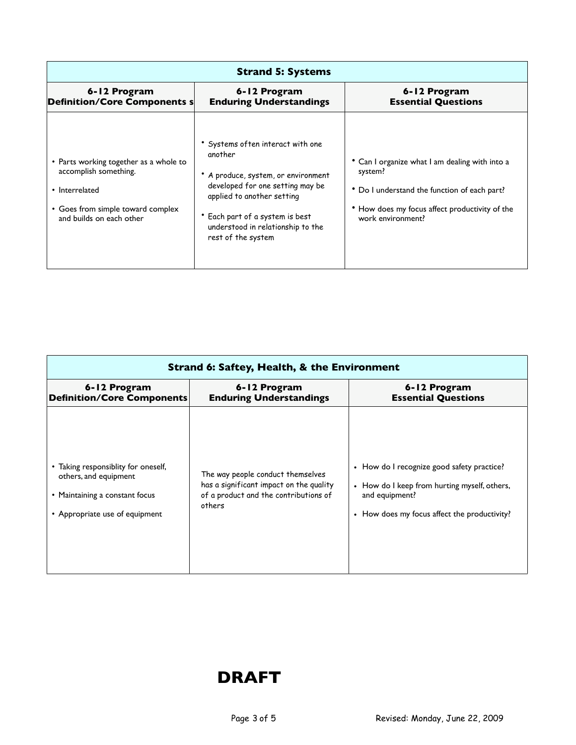| Strand 5: Systems | | |
|---|---|---|
| **6-12 Program Definition/Core Components s** | **6-12 Program Enduring Understandings** | **6-12 Program Essential Questions** |
| • Parts working together as a whole to accomplish something.<br>• Interrelated<br>• Goes from simple toward complex and builds on each other | • Systems often interact with one another<br>• A produce, system, or environment developed for one setting may be applied to another setting<br>• Each part of a system is best understood in relationship to the rest of the system | • Can I organize what I am dealing with into a system?<br>• Do I understand the function of each part?<br>• How does my focus affect productivity of the work environment? |

| Strand 6: Saftey, Health, & the Environment | | |
|---|---|---|
| **6-12 Program Definition/Core Components** | **6-12 Program Enduring Understandings** | **6-12 Program Essential Questions** |
| • Taking responsiblity for oneself, others, and equipment<br>• Maintaining a constant focus<br>• Appropriate use of equipment | The way people conduct themselves has a significant impact on the quality of a product and the contributions of others | • How do I recognize good safety practice?<br>• How do I keep from hurting myself, others, and equipment?<br>• How does my focus affect the productivity? |

**DRAFT**

Revised: Monday, June 22, 2009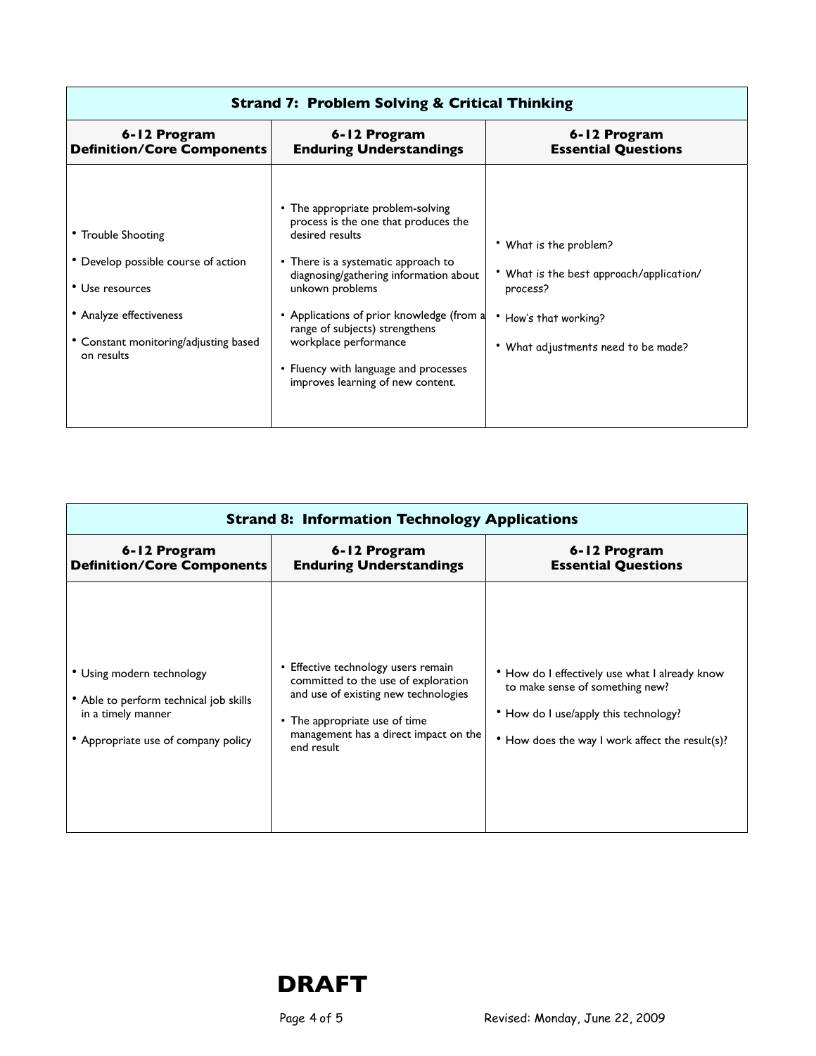| Strand 7: Problem Solving & Critical Thinking | | |
|---|---|---|
| **6-12 Program Definition/Core Components** | **6-12 Program Enduring Understandings** | **6-12 Program Essential Questions** |
| • Trouble Shooting<br>• Develop possible course of action<br>• Use resources<br>• Analyze effectiveness<br>• Constant monitoring/adjusting based on results | • The appropriate problem-solving process is the one that produces the desired results<br>• There is a systematic approach to diagnosing/gathering information about unkown problems<br>• Applications of prior knowledge (from a range of subjects) strengthens workplace performance<br>• Fluency with language and processes improves learning of new content. | • What is the problem?<br>• What is the best approach/application/process?<br>• How's that working?<br>• What adjustments need to be made? |

| Strand 8: Information Technology Applications | | |
|---|---|---|
| **6-12 Program Definition/Core Components** | **6-12 Program Enduring Understandings** | **6-12 Program Essential Questions** |
| • Using modern technology<br>• Able to perform technical job skills in a timely manner<br>• Appropriate use of company policy | • Effective technology users remain committed to the use of exploration and use of existing new technologies<br>• The appropriate use of time management has a direct impact on the end result | • How do I effectively use what I already know to make sense of something new?<br>• How do I use/apply this technology?<br>• How does the way I work affect the result(s)? |

**DRAFT**

Revised: Monday, June 22, 2009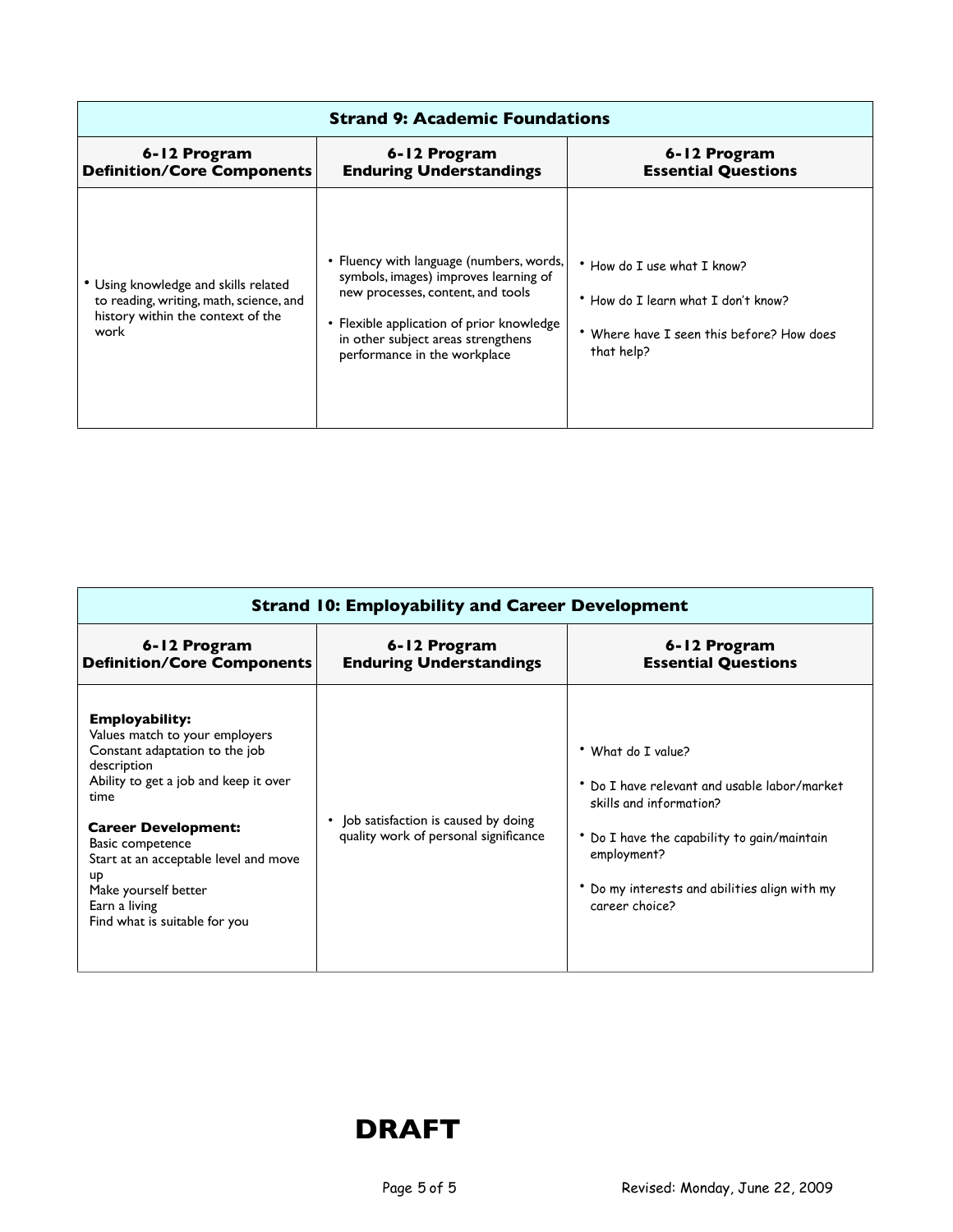| Strand 9: Academic Foundations | | |
|---|---|---|
| **6-12 Program Definition/Core Components** | **6-12 Program Enduring Understandings** | **6-12 Program Essential Questions** |
| • Using knowledge and skills related to reading, writing, math, science, and history within the context of the work | • Fluency with language (numbers, words, symbols, images) improves learning of new processes, content, and tools<br>• Flexible application of prior knowledge in other subject areas strengthens performance in the workplace | • How do I use what I know?<br>• How do I learn what I don't know?<br>• Where have I seen this before? How does that help? |

| Strand 10: Employability and Career Development | | |
|---|---|---|
| **6-12 Program Definition/Core Components** | **6-12 Program Enduring Understandings** | **6-12 Program Essential Questions** |
| **Employability:**<br>Values match to your employers<br>Constant adaptation to the job description<br>Ability to get a job and keep it over time<br>**Career Development:**<br>Basic competence<br>Start at an acceptable level and move up<br>Make yourself better<br>Earn a living<br>Find what is suitable for you | • Job satisfaction is caused by doing quality work of personal significance | • What do I value?<br>• Do I have relevant and usable labor/market skills and information?<br>• Do I have the capability to gain/maintain employment?<br>• Do my interests and abilities align with my career choice? |

**DRAFT**

Revised: Monday, June 22, 2009